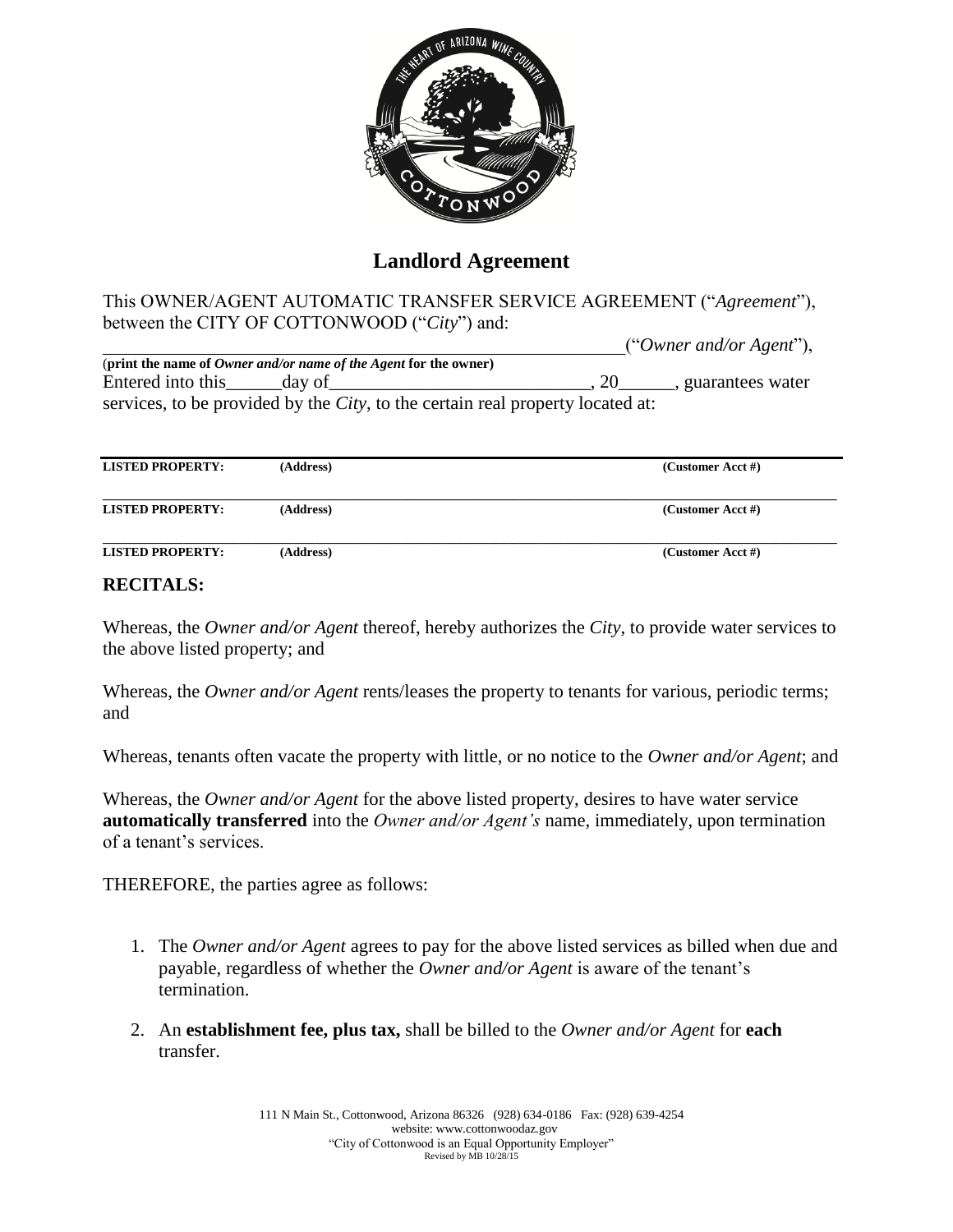# Landlord Agreement

This OWNER/AGENT AUTOMATIC TRANSFER SERVICE AGREEMENT ("*Agreement*"), between the CITY OF COTTONWOOD ("*City*") and:

_____________________________________________________________("*Owner and/or Agent*"),

(**print the name of *Owner and/or name of the Agent* for the owner**)

Entered into this______day of____________________________, 20______, guarantees water services, to be provided by the *City*, to the certain real property located at:

| LISTED PROPERTY: | (Address) | (Customer Acct #) |
|---|---|---|
| **LISTED PROPERTY:** | **(Address)** | **(Customer Acct #)** |
| **LISTED PROPERTY:** | **(Address)** | **(Customer Acct #)** |

## RECITALS:

Whereas, the *Owner and/or Agent* thereof, hereby authorizes the *City*, to provide water services to the above listed property; and

Whereas, the *Owner and/or Agent* rents/leases the property to tenants for various, periodic terms; and

Whereas, tenants often vacate the property with little, or no notice to the *Owner and/or Agent*; and

Whereas, the *Owner and/or Agent* for the above listed property, desires to have water service **automatically transferred** into the *Owner and/or Agent's* name, immediately, upon termination of a tenant's services.

THEREFORE, the parties agree as follows:

1. The *Owner and/or Agent* agrees to pay for the above listed services as billed when due and payable, regardless of whether the *Owner and/or Agent* is aware of the tenant's termination.
2. An **establishment fee, plus tax,** shall be billed to the *Owner and/or Agent* for **each** transfer.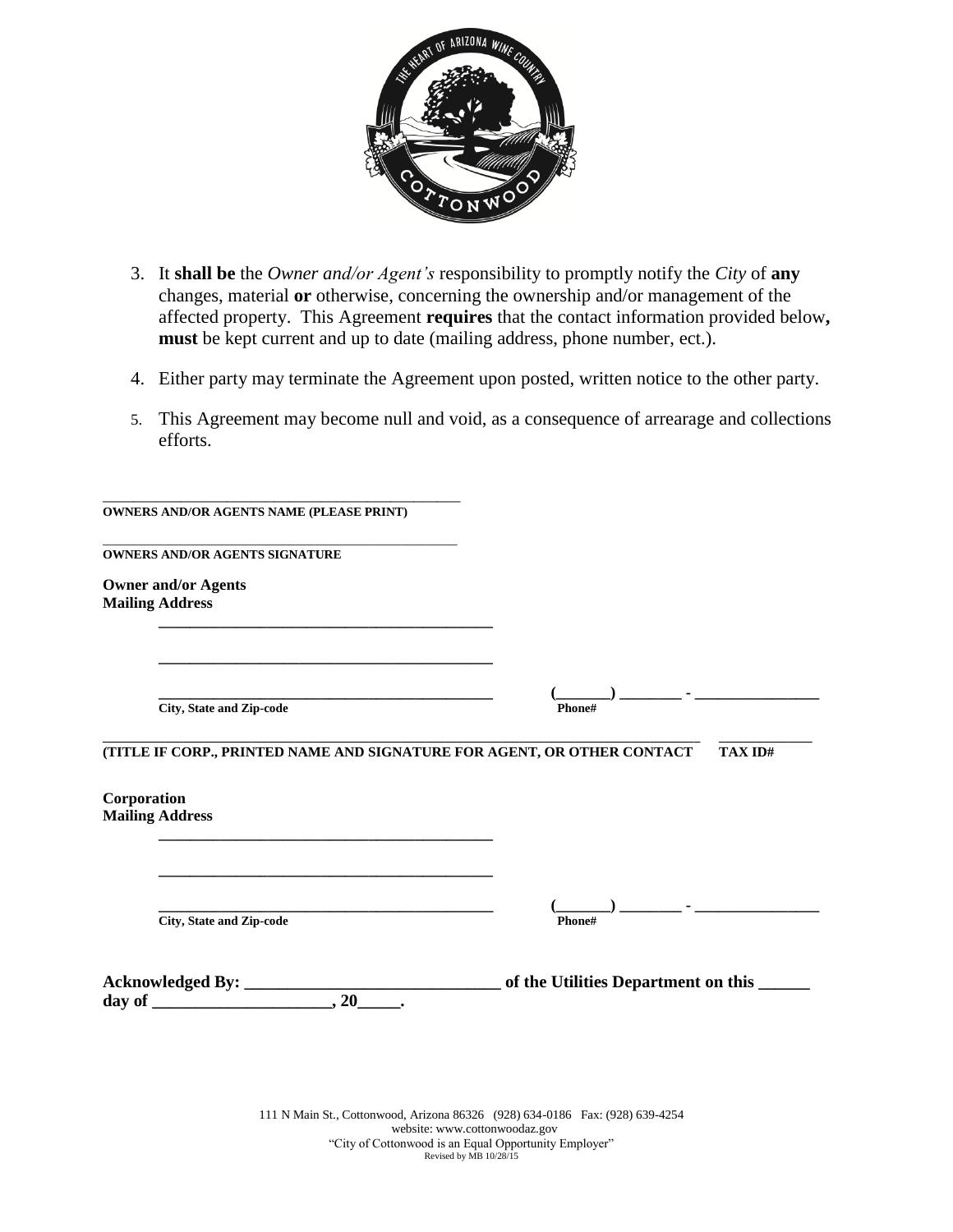3. It **shall be** the *Owner and/or Agent's* responsibility to promptly notify the *City* of **any** changes, material **or** otherwise, concerning the ownership and/or management of the affected property. This Agreement **requires** that the contact information provided below**,** **must** be kept current and up to date (mailing address, phone number, ect.).

4. Either party may terminate the Agreement upon posted, written notice to the other party.

5. This Agreement may become null and void, as a consequence of arrearage and collections efforts.

______________________________________________
**OWNERS AND/OR AGENTS NAME (PLEASE PRINT)**

______________________________________________
**OWNERS AND/OR AGENTS SIGNATURE**

**Owner and/or Agents**
**Mailing Address**

______________________________________________

______________________________________________

______________________________________________ (_______) ________ - ________________
**City, State and Zip-code** **Phone#**

______________________________________________________________________________ ____________
**(TITLE IF CORP., PRINTED NAME AND SIGNATURE FOR AGENT, OR OTHER CONTACT** **TAX ID#**

**Corporation**
**Mailing Address**

______________________________________________

______________________________________________

______________________________________________ (_______) ________ - ________________
**City, State and Zip-code** **Phone#**

**Acknowledged By: ______________________________ of the Utilities Department on this ______ day of _____________________, 20_____.**

111 N Main St., Cottonwood, Arizona 86326 (928) 634-0186 Fax: (928) 639-4254
website: www.cottonwoodaz.gov
"City of Cottonwood is an Equal Opportunity Employer"
Revised by MB 10/28/15